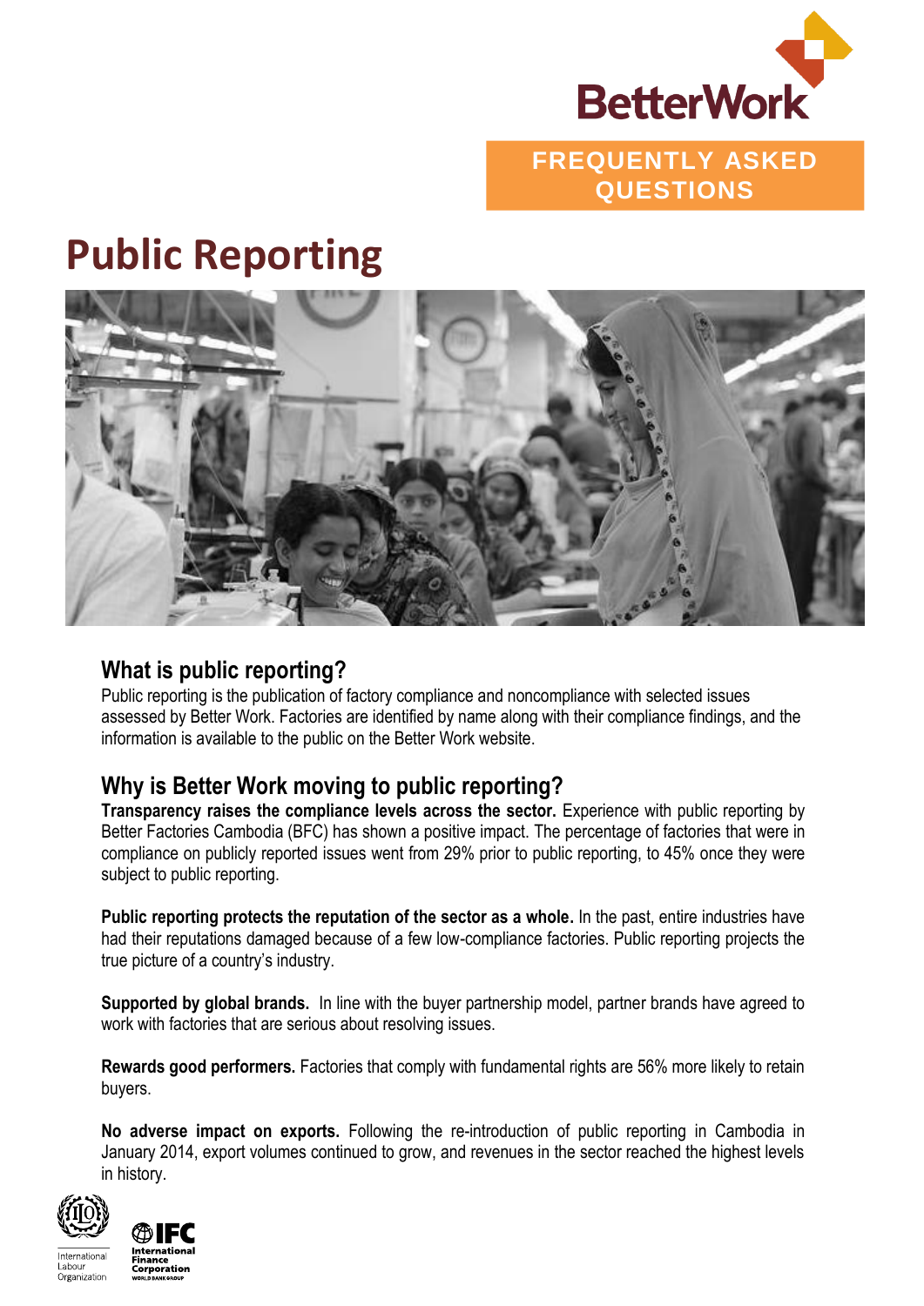BetterWork

FREQUENTLY ASKED QUESTIONS

# Public Reporting

## What is public reporting?

Public reporting is the publication of factory compliance and noncompliance with selected issues assessed by Better Work. Factories are identified by name along with their compliance findings, and the information is available to the public on the Better Work website.

## Why is Better Work moving to public reporting?

**Transparency raises the compliance levels across the sector.** Experience with public reporting by Better Factories Cambodia (BFC) has shown a positive impact. The percentage of factories that were in compliance on publicly reported issues went from 29% prior to public reporting, to 45% once they were subject to public reporting.

**Public reporting protects the reputation of the sector as a whole.** In the past, entire industries have had their reputations damaged because of a few low-compliance factories. Public reporting projects the true picture of a country's industry.

**Supported by global brands.** In line with the buyer partnership model, partner brands have agreed to work with factories that are serious about resolving issues.

**Rewards good performers.** Factories that comply with fundamental rights are 56% more likely to retain buyers.

**No adverse impact on exports.** Following the re-introduction of public reporting in Cambodia in January 2014, export volumes continued to grow, and revenues in the sector reached the highest levels in history.

International Labour Organization

IFC International Finance Corporation WORLD BANK GROUP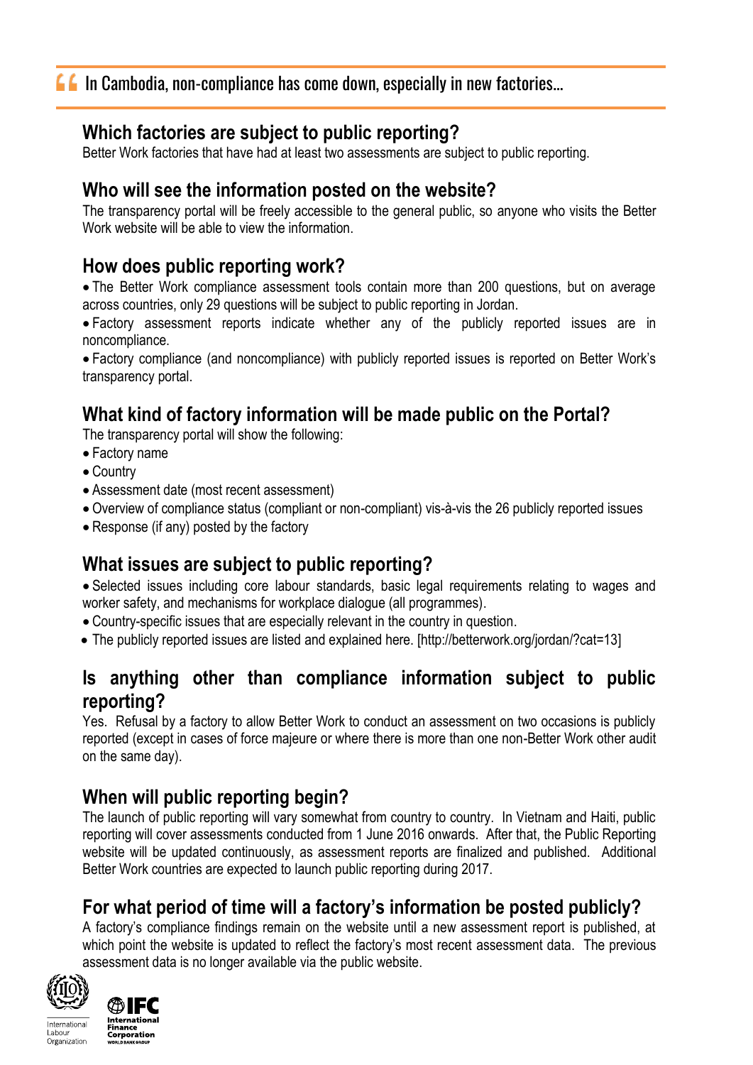> In Cambodia, non-compliance has come down, especially in new factories...

## Which factories are subject to public reporting?

Better Work factories that have had at least two assessments are subject to public reporting.

## Who will see the information posted on the website?

The transparency portal will be freely accessible to the general public, so anyone who visits the Better Work website will be able to view the information.

## How does public reporting work?

- The Better Work compliance assessment tools contain more than 200 questions, but on average across countries, only 29 questions will be subject to public reporting in Jordan.
- Factory assessment reports indicate whether any of the publicly reported issues are in noncompliance.
- Factory compliance (and noncompliance) with publicly reported issues is reported on Better Work's transparency portal.

## What kind of factory information will be made public on the Portal?

The transparency portal will show the following:

- Factory name
- Country
- Assessment date (most recent assessment)
- Overview of compliance status (compliant or non-compliant) vis-à-vis the 26 publicly reported issues
- Response (if any) posted by the factory

## What issues are subject to public reporting?

- Selected issues including core labour standards, basic legal requirements relating to wages and worker safety, and mechanisms for workplace dialogue (all programmes).
- Country-specific issues that are especially relevant in the country in question.
- The publicly reported issues are listed and explained here. [http://betterwork.org/jordan/?cat=13]

## Is anything other than compliance information subject to public reporting?

Yes. Refusal by a factory to allow Better Work to conduct an assessment on two occasions is publicly reported (except in cases of force majeure or where there is more than one non-Better Work other audit on the same day).

## When will public reporting begin?

The launch of public reporting will vary somewhat from country to country. In Vietnam and Haiti, public reporting will cover assessments conducted from 1 June 2016 onwards. After that, the Public Reporting website will be updated continuously, as assessment reports are finalized and published. Additional Better Work countries are expected to launch public reporting during 2017.

## For what period of time will a factory's information be posted publicly?

A factory's compliance findings remain on the website until a new assessment report is published, at which point the website is updated to reflect the factory's most recent assessment data. The previous assessment data is no longer available via the public website.

International Labour Organization

IFC International Finance Corporation WORLD BANK GROUP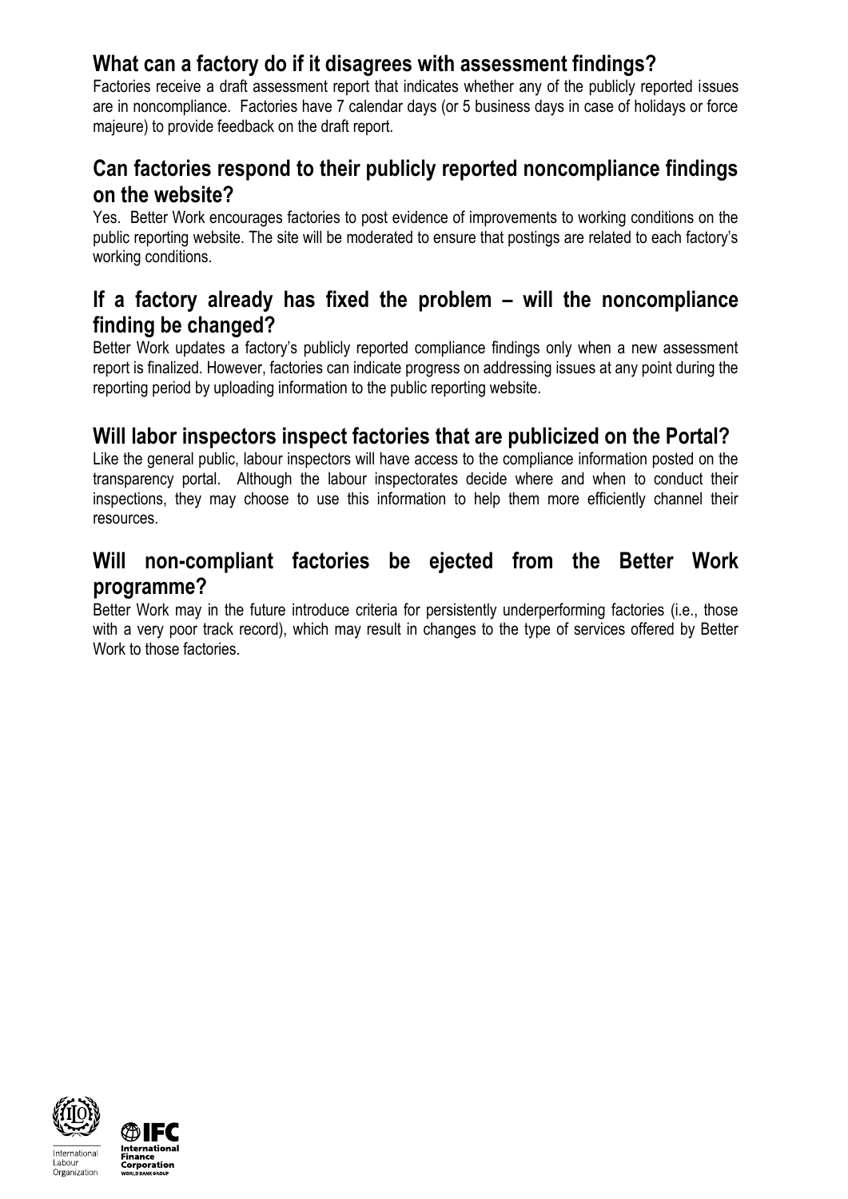## What can a factory do if it disagrees with assessment findings?

Factories receive a draft assessment report that indicates whether any of the publicly reported issues are in noncompliance. Factories have 7 calendar days (or 5 business days in case of holidays or force majeure) to provide feedback on the draft report.

## Can factories respond to their publicly reported noncompliance findings on the website?

Yes. Better Work encourages factories to post evidence of improvements to working conditions on the public reporting website. The site will be moderated to ensure that postings are related to each factory's working conditions.

## If a factory already has fixed the problem – will the noncompliance finding be changed?

Better Work updates a factory's publicly reported compliance findings only when a new assessment report is finalized. However, factories can indicate progress on addressing issues at any point during the reporting period by uploading information to the public reporting website.

## Will labor inspectors inspect factories that are publicized on the Portal?

Like the general public, labour inspectors will have access to the compliance information posted on the transparency portal. Although the labour inspectorates decide where and when to conduct their inspections, they may choose to use this information to help them more efficiently channel their resources.

## Will non-compliant factories be ejected from the Better Work programme?

Better Work may in the future introduce criteria for persistently underperforming factories (i.e., those with a very poor track record), which may result in changes to the type of services offered by Better Work to those factories.